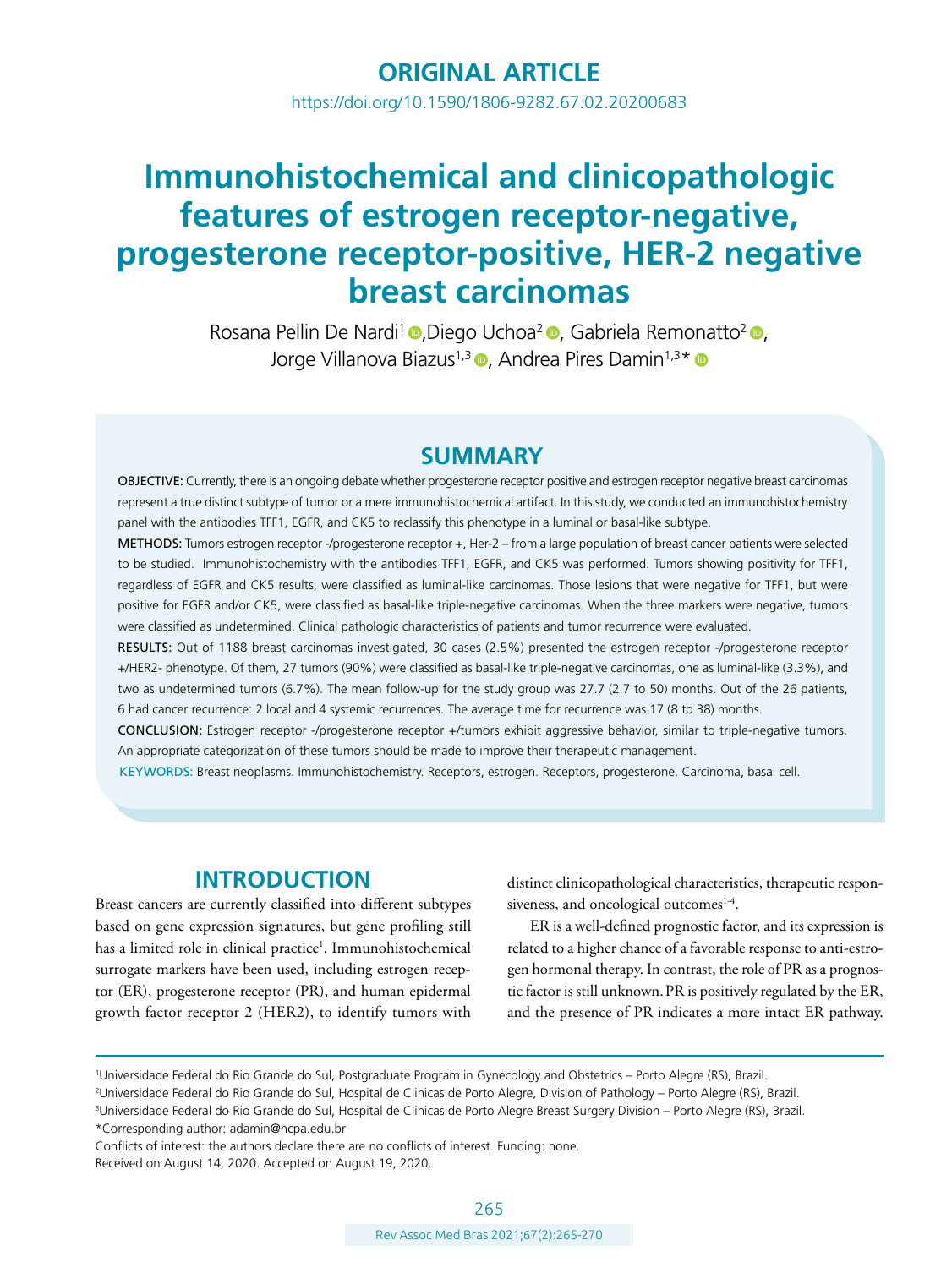**ORIGINAL ARTICLE**

https://doi.org/10.1590/1806-9282.67.02.20200683

# Immunohistochemical and clinicopathologic features of estrogen receptor-negative, progesterone receptor-positive, HER-2 negative breast carcinomas

Rosana Pellin De Nardi[1], Diego Uchoa[2], Gabriela Remonatto[2], Jorge Villanova Biazus[1,3], Andrea Pires Damin[1,3]*

## SUMMARY

**OBJECTIVE:** Currently, there is an ongoing debate whether progesterone receptor positive and estrogen receptor negative breast carcinomas represent a true distinct subtype of tumor or a mere immunohistochemical artifact. In this study, we conducted an immunohistochemistry panel with the antibodies TFF1, EGFR, and CK5 to reclassify this phenotype in a luminal or basal-like subtype.

**METHODS:** Tumors estrogen receptor -/progesterone receptor +, Her-2 – from a large population of breast cancer patients were selected to be studied. Immunohistochemistry with the antibodies TFF1, EGFR, and CK5 was performed. Tumors showing positivity for TFF1, regardless of EGFR and CK5 results, were classified as luminal-like carcinomas. Those lesions that were negative for TFF1, but were positive for EGFR and/or CK5, were classified as basal-like triple-negative carcinomas. When the three markers were negative, tumors were classified as undetermined. Clinical pathologic characteristics of patients and tumor recurrence were evaluated.

**RESULTS:** Out of 1188 breast carcinomas investigated, 30 cases (2.5%) presented the estrogen receptor -/progesterone receptor +/HER2- phenotype. Of them, 27 tumors (90%) were classified as basal-like triple-negative carcinomas, one as luminal-like (3.3%), and two as undetermined tumors (6.7%). The mean follow-up for the study group was 27.7 (2.7 to 50) months. Out of the 26 patients, 6 had cancer recurrence: 2 local and 4 systemic recurrences. The average time for recurrence was 17 (8 to 38) months.

**CONCLUSION:** Estrogen receptor -/progesterone receptor +/tumors exhibit aggressive behavior, similar to triple-negative tumors. An appropriate categorization of these tumors should be made to improve their therapeutic management.

**KEYWORDS:** Breast neoplasms. Immunohistochemistry. Receptors, estrogen. Receptors, progesterone. Carcinoma, basal cell.

## INTRODUCTION

Breast cancers are currently classified into different subtypes based on gene expression signatures, but gene profiling still has a limited role in clinical practice[1]. Immunohistochemical surrogate markers have been used, including estrogen receptor (ER), progesterone receptor (PR), and human epidermal growth factor receptor 2 (HER2), to identify tumors with distinct clinicopathological characteristics, therapeutic responsiveness, and oncological outcomes[1-4].

ER is a well-defined prognostic factor, and its expression is related to a higher chance of a favorable response to anti-estrogen hormonal therapy. In contrast, the role of PR as a prognostic factor is still unknown. PR is positively regulated by the ER, and the presence of PR indicates a more intact ER pathway.

[1]Universidade Federal do Rio Grande do Sul, Postgraduate Program in Gynecology and Obstetrics – Porto Alegre (RS), Brazil.
[2]Universidade Federal do Rio Grande do Sul, Hospital de Clinicas de Porto Alegre, Division of Pathology – Porto Alegre (RS), Brazil.
[3]Universidade Federal do Rio Grande do Sul, Hospital de Clinicas de Porto Alegre Breast Surgery Division – Porto Alegre (RS), Brazil.
*Corresponding author: adamin@hcpa.edu.br

Conflicts of interest: the authors declare there are no conflicts of interest. Funding: none.
Received on August 14, 2020. Accepted on August 19, 2020.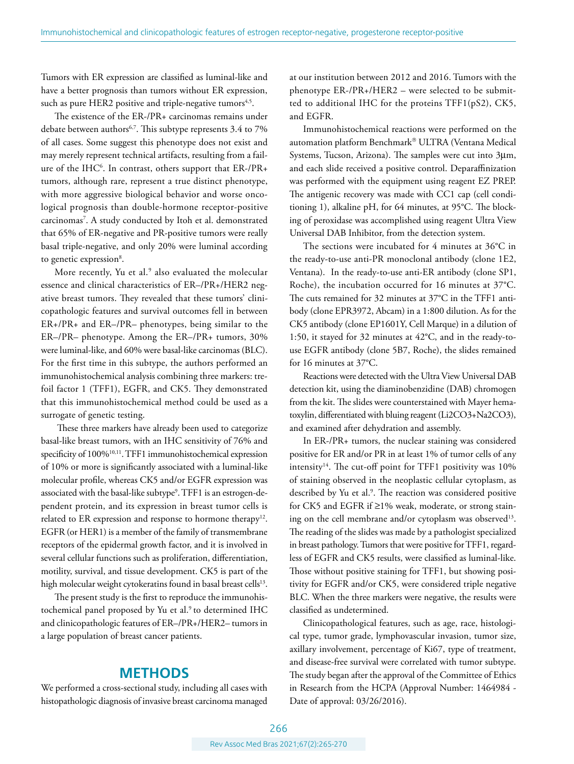Tumors with ER expression are classified as luminal-like and have a better prognosis than tumors without ER expression, such as pure HER2 positive and triple-negative tumors[4,5].

The existence of the ER-/PR+ carcinomas remains under debate between authors[6,7]. This subtype represents 3.4 to 7% of all cases. Some suggest this phenotype does not exist and may merely represent technical artifacts, resulting from a failure of the IHC[6]. In contrast, others support that ER-/PR+ tumors, although rare, represent a true distinct phenotype, with more aggressive biological behavior and worse oncological prognosis than double-hormone receptor-positive carcinomas[7]. A study conducted by Itoh et al. demonstrated that 65% of ER-negative and PR-positive tumors were really basal triple-negative, and only 20% were luminal according to genetic expression[8].

More recently, Yu et al.[9] also evaluated the molecular essence and clinical characteristics of ER–/PR+/HER2 negative breast tumors. They revealed that these tumors' clinicopathologic features and survival outcomes fell in between ER+/PR+ and ER–/PR– phenotypes, being similar to the ER–/PR– phenotype. Among the ER–/PR+ tumors, 30% were luminal-like, and 60% were basal-like carcinomas (BLC). For the first time in this subtype, the authors performed an immunohistochemical analysis combining three markers: trefoil factor 1 (TFF1), EGFR, and CK5. They demonstrated that this immunohistochemical method could be used as a surrogate of genetic testing.

These three markers have already been used to categorize basal-like breast tumors, with an IHC sensitivity of 76% and specificity of 100%[10,11]. TFF1 immunohistochemical expression of 10% or more is significantly associated with a luminal-like molecular profile, whereas CK5 and/or EGFR expression was associated with the basal-like subtype[9]. TFF1 is an estrogen-dependent protein, and its expression in breast tumor cells is related to ER expression and response to hormone therapy[12]. EGFR (or HER1) is a member of the family of transmembrane receptors of the epidermal growth factor, and it is involved in several cellular functions such as proliferation, differentiation, motility, survival, and tissue development. CK5 is part of the high molecular weight cytokeratins found in basal breast cells[13].

The present study is the first to reproduce the immunohistochemical panel proposed by Yu et al.[9] to determined IHC and clinicopathologic features of ER–/PR+/HER2– tumors in a large population of breast cancer patients.

## METHODS

We performed a cross-sectional study, including all cases with histopathologic diagnosis of invasive breast carcinoma managed at our institution between 2012 and 2016. Tumors with the phenotype ER-/PR+/HER2 – were selected to be submitted to additional IHC for the proteins TFF1(pS2), CK5, and EGFR.

Immunohistochemical reactions were performed on the automation platform Benchmark® ULTRA (Ventana Medical Systems, Tucson, Arizona). The samples were cut into 3μm, and each slide received a positive control. Deparaffinization was performed with the equipment using reagent EZ PREP. The antigenic recovery was made with CC1 cap (cell conditioning 1), alkaline pH, for 64 minutes, at 95°C. The blocking of peroxidase was accomplished using reagent Ultra View Universal DAB Inhibitor, from the detection system.

The sections were incubated for 4 minutes at 36°C in the ready-to-use anti-PR monoclonal antibody (clone 1E2, Ventana). In the ready-to-use anti-ER antibody (clone SP1, Roche), the incubation occurred for 16 minutes at 37°C. The cuts remained for 32 minutes at 37°C in the TFF1 antibody (clone EPR3972, Abcam) in a 1:800 dilution. As for the CK5 antibody (clone EP1601Y, Cell Marque) in a dilution of 1:50, it stayed for 32 minutes at 42°C, and in the ready-to-use EGFR antibody (clone 5B7, Roche), the slides remained for 16 minutes at 37°C.

Reactions were detected with the Ultra View Universal DAB detection kit, using the diaminobenzidine (DAB) chromogen from the kit. The slides were counterstained with Mayer hematoxylin, differentiated with bluing reagent ($Li_2CO_3$+$Na_2CO_3$), and examined after dehydration and assembly.

In ER-/PR+ tumors, the nuclear staining was considered positive for ER and/or PR in at least 1% of tumor cells of any intensity[14]. The cut-off point for TFF1 positivity was 10% of staining observed in the neoplastic cellular cytoplasm, as described by Yu et al.[9]. The reaction was considered positive for CK5 and EGFR if ≥1% weak, moderate, or strong staining on the cell membrane and/or cytoplasm was observed[13]. The reading of the slides was made by a pathologist specialized in breast pathology. Tumors that were positive for TFF1, regardless of EGFR and CK5 results, were classified as luminal-like. Those without positive staining for TFF1, but showing positivity for EGFR and/or CK5, were considered triple negative BLC. When the three markers were negative, the results were classified as undetermined.

Clinicopathological features, such as age, race, histological type, tumor grade, lymphovascular invasion, tumor size, axillary involvement, percentage of Ki67, type of treatment, and disease-free survival were correlated with tumor subtype. The study began after the approval of the Committee of Ethics in Research from the HCPA (Approval Number: 1464984 - Date of approval: 03/26/2016).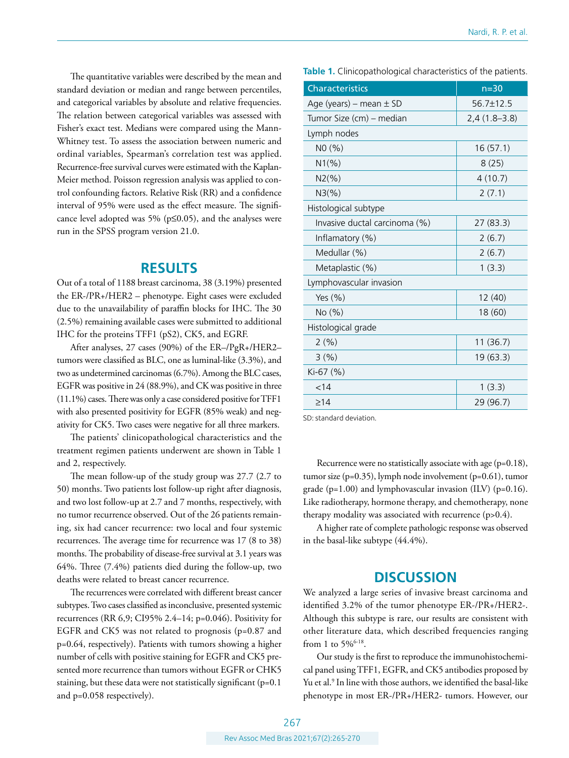The quantitative variables were described by the mean and standard deviation or median and range between percentiles, and categorical variables by absolute and relative frequencies. The relation between categorical variables was assessed with Fisher's exact test. Medians were compared using the Mann-Whitney test. To assess the association between numeric and ordinal variables, Spearman's correlation test was applied. Recurrence-free survival curves were estimated with the Kaplan-Meier method. Poisson regression analysis was applied to control confounding factors. Relative Risk (RR) and a confidence interval of 95% were used as the effect measure. The significance level adopted was 5% (p≤0.05), and the analyses were run in the SPSS program version 21.0.

## RESULTS

Out of a total of 1188 breast carcinoma, 38 (3.19%) presented the ER-/PR+/HER2 – phenotype. Eight cases were excluded due to the unavailability of paraffin blocks for IHC. The 30 (2.5%) remaining available cases were submitted to additional IHC for the proteins TFF1 (pS2), CK5, and EGRF.

After analyses, 27 cases (90%) of the ER–/PgR+/HER2– tumors were classified as BLC, one as luminal-like (3.3%), and two as undetermined carcinomas (6.7%). Among the BLC cases, EGFR was positive in 24 (88.9%), and CK was positive in three (11.1%) cases. There was only a case considered positive for TFF1 with also presented positivity for EGFR (85% weak) and negativity for CK5. Two cases were negative for all three markers.

The patients' clinicopathological characteristics and the treatment regimen patients underwent are shown in Table 1 and 2, respectively.

The mean follow-up of the study group was 27.7 (2.7 to 50) months. Two patients lost follow-up right after diagnosis, and two lost follow-up at 2.7 and 7 months, respectively, with no tumor recurrence observed. Out of the 26 patients remaining, six had cancer recurrence: two local and four systemic recurrences. The average time for recurrence was 17 (8 to 38) months. The probability of disease-free survival at 3.1 years was 64%. Three (7.4%) patients died during the follow-up, two deaths were related to breast cancer recurrence.

The recurrences were correlated with different breast cancer subtypes. Two cases classified as inconclusive, presented systemic recurrences (RR 6,9; CI95% 2.4–14; p=0.046). Positivity for EGFR and CK5 was not related to prognosis (p=0.87 and p=0.64, respectively). Patients with tumors showing a higher number of cells with positive staining for EGFR and CK5 presented more recurrence than tumors without EGFR or CHK5 staining, but these data were not statistically significant (p=0.1 and p=0.058 respectively).

**Table 1.** Clinicopathological characteristics of the patients.

| Characteristics | n=30 |
|---|---|
| Age (years) – mean ± SD | 56.7±12.5 |
| Tumor Size (cm) – median | 2,4 (1.8–3.8) |
| Lymph nodes | |
| N0 (%) | 16 (57.1) |
| N1(%) | 8 (25) |
| N2(%) | 4 (10.7) |
| N3(%) | 2 (7.1) |
| Histological subtype | |
| Invasive ductal carcinoma (%) | 27 (83.3) |
| Inflamatory (%) | 2 (6.7) |
| Medullar (%) | 2 (6.7) |
| Metaplastic (%) | 1 (3.3) |
| Lymphovascular invasion | |
| Yes (%) | 12 (40) |
| No (%) | 18 (60) |
| Histological grade | |
| 2 (%) | 11 (36.7) |
| 3 (%) | 19 (63.3) |
| Ki-67 (%) | |
| <14 | 1 (3.3) |
| ≥14 | 29 (96.7) |

SD: standard deviation.

Recurrence were no statistically associate with age (p=0.18), tumor size (p=0.35), lymph node involvement (p=0.61), tumor grade (p=1.00) and lymphovascular invasion (ILV) (p=0.16). Like radiotherapy, hormone therapy, and chemotherapy, none therapy modality was associated with recurrence (p>0.4).

A higher rate of complete pathologic response was observed in the basal-like subtype (44.4%).

## DISCUSSION

We analyzed a large series of invasive breast carcinoma and identified 3.2% of the tumor phenotype ER-/PR+/HER2-. Although this subtype is rare, our results are consistent with other literature data, which described frequencies ranging from 1 to 5%[6-18].

Our study is the first to reproduce the immunohistochemical panel using TFF1, EGFR, and CK5 antibodies proposed by Yu et al.[9] In line with those authors, we identified the basal-like phenotype in most ER-/PR+/HER2- tumors. However, our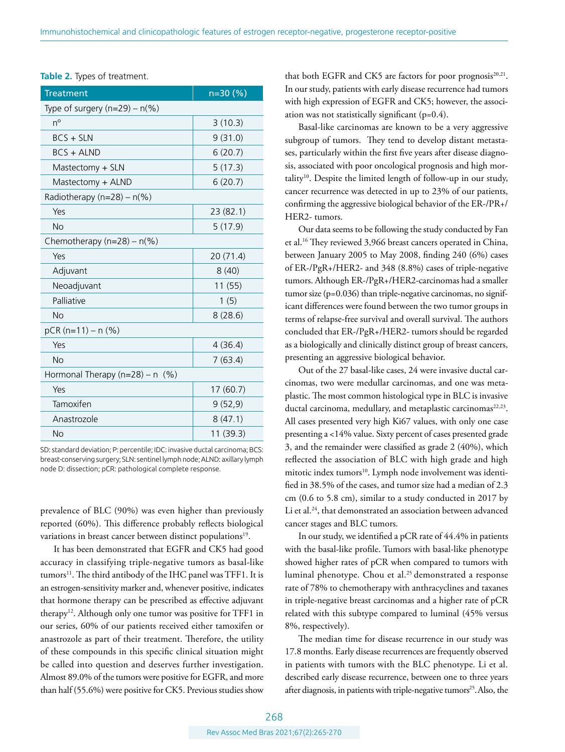**Table 2.** Types of treatment.

| Treatment | n=30 (%) |
|---|---|
| Type of surgery (n=29) – n(%) | |
| n° | 3 (10.3) |
| BCS + SLN | 9 (31.0) |
| BCS + ALND | 6 (20.7) |
| Mastectomy + SLN | 5 (17.3) |
| Mastectomy + ALND | 6 (20.7) |
| Radiotherapy (n=28) – n(%) | |
| Yes | 23 (82.1) |
| No | 5 (17.9) |
| Chemotherapy (n=28) – n(%) | |
| Yes | 20 (71.4) |
| Adjuvant | 8 (40) |
| Neoadjuvant | 11 (55) |
| Palliative | 1 (5) |
| No | 8 (28.6) |
| pCR (n=11) – n (%) | |
| Yes | 4 (36.4) |
| No | 7 (63.4) |
| Hormonal Therapy (n=28) – n  (%) | |
| Yes | 17 (60.7) |
| Tamoxifen | 9 (52,9) |
| Anastrozole | 8 (47.1) |
| No | 11 (39.3) |

SD: standard deviation; P: percentile; IDC: invasive ductal carcinoma; BCS: breast-conserving surgery; SLN: sentinel lymph node; ALND: axillary lymph node D: dissection; pCR: pathological complete response.

prevalence of BLC (90%) was even higher than previously reported (60%). This difference probably reflects biological variations in breast cancer between distinct populations[19].

It has been demonstrated that EGFR and CK5 had good accuracy in classifying triple-negative tumors as basal-like tumors[11]. The third antibody of the IHC panel was TFF1. It is an estrogen-sensitivity marker and, whenever positive, indicates that hormone therapy can be prescribed as effective adjuvant therapy[12]. Although only one tumor was positive for TFF1 in our series, 60% of our patients received either tamoxifen or anastrozole as part of their treatment. Therefore, the utility of these compounds in this specific clinical situation might be called into question and deserves further investigation. Almost 89.0% of the tumors were positive for EGFR, and more than half (55.6%) were positive for CK5. Previous studies show that both EGFR and CK5 are factors for poor prognosis[20,21]. In our study, patients with early disease recurrence had tumors with high expression of EGFR and CK5; however, the association was not statistically significant (p=0.4).

Basal-like carcinomas are known to be a very aggressive subgroup of tumors. They tend to develop distant metastases, particularly within the first five years after disease diagnosis, associated with poor oncological prognosis and high mortality[10]. Despite the limited length of follow-up in our study, cancer recurrence was detected in up to 23% of our patients, confirming the aggressive biological behavior of the ER-/PR+/HER2- tumors.

Our data seems to be following the study conducted by Fan et al.[16] They reviewed 3,966 breast cancers operated in China, between January 2005 to May 2008, finding 240 (6%) cases of ER-/PgR+/HER2- and 348 (8.8%) cases of triple-negative tumors. Although ER-/PgR+/HER2-carcinomas had a smaller tumor size (p=0.036) than triple-negative carcinomas, no significant differences were found between the two tumor groups in terms of relapse-free survival and overall survival. The authors concluded that ER-/PgR+/HER2- tumors should be regarded as a biologically and clinically distinct group of breast cancers, presenting an aggressive biological behavior.

Out of the 27 basal-like cases, 24 were invasive ductal carcinomas, two were medullar carcinomas, and one was metaplastic. The most common histological type in BLC is invasive ductal carcinoma, medullary, and metaplastic carcinomas[22,23]. All cases presented very high Ki67 values, with only one case presenting a <14% value. Sixty percent of cases presented grade 3, and the remainder were classified as grade 2 (40%), which reflected the association of BLC with high grade and high mitotic index tumors[10]. Lymph node involvement was identified in 38.5% of the cases, and tumor size had a median of 2.3 cm (0.6 to 5.8 cm), similar to a study conducted in 2017 by Li et al.[24], that demonstrated an association between advanced cancer stages and BLC tumors.

In our study, we identified a pCR rate of 44.4% in patients with the basal-like profile. Tumors with basal-like phenotype showed higher rates of pCR when compared to tumors with luminal phenotype. Chou et al.[25] demonstrated a response rate of 78% to chemotherapy with anthracyclines and taxanes in triple-negative breast carcinomas and a higher rate of pCR related with this subtype compared to luminal (45% versus 8%, respectively).

The median time for disease recurrence in our study was 17.8 months. Early disease recurrences are frequently observed in patients with tumors with the BLC phenotype. Li et al. described early disease recurrence, between one to three years after diagnosis, in patients with triple-negative tumors[25]. Also, the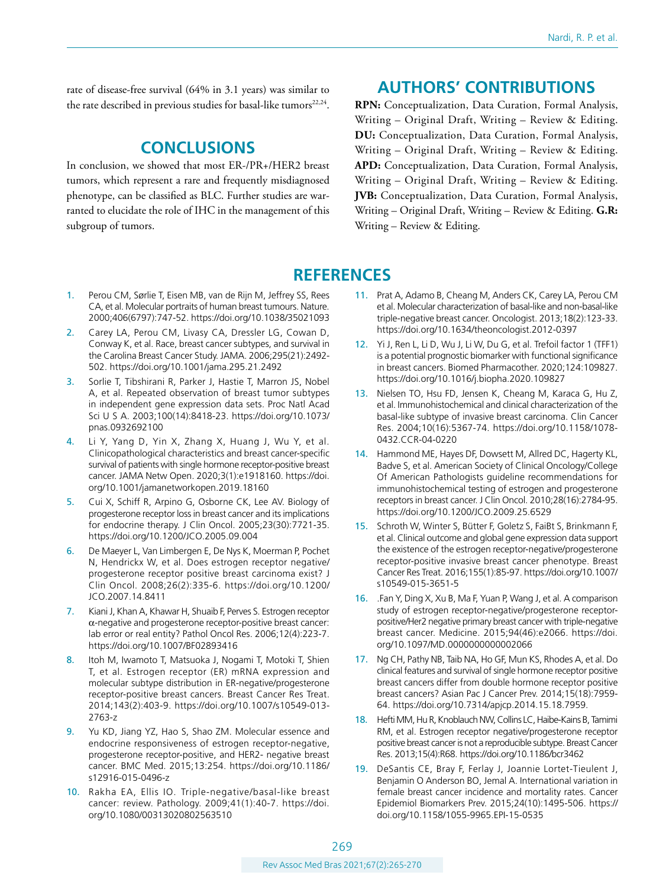rate of disease-free survival (64% in 3.1 years) was similar to the rate described in previous studies for basal-like tumors[22,24].

## CONCLUSIONS

In conclusion, we showed that most ER-/PR+/HER2 breast tumors, which represent a rare and frequently misdiagnosed phenotype, can be classified as BLC. Further studies are warranted to elucidate the role of IHC in the management of this subgroup of tumors.

## AUTHORS' CONTRIBUTIONS

**RPN:** Conceptualization, Data Curation, Formal Analysis, Writing – Original Draft, Writing – Review & Editing. **DU:** Conceptualization, Data Curation, Formal Analysis, Writing – Original Draft, Writing – Review & Editing. **APD:** Conceptualization, Data Curation, Formal Analysis, Writing – Original Draft, Writing – Review & Editing. **JVB:** Conceptualization, Data Curation, Formal Analysis, Writing – Original Draft, Writing – Review & Editing. **G.R:** Writing – Review & Editing.

## REFERENCES

1. Perou CM, Sørlie T, Eisen MB, van de Rijn M, Jeffrey SS, Rees CA, et al. Molecular portraits of human breast tumours. Nature. 2000;406(6797):747-52. https://doi.org/10.1038/35021093
2. Carey LA, Perou CM, Livasy CA, Dressler LG, Cowan D, Conway K, et al. Race, breast cancer subtypes, and survival in the Carolina Breast Cancer Study. JAMA. 2006;295(21):2492-502. https://doi.org/10.1001/jama.295.21.2492
3. Sorlie T, Tibshirani R, Parker J, Hastie T, Marron JS, Nobel A, et al. Repeated observation of breast tumor subtypes in independent gene expression data sets. Proc Natl Acad Sci U S A. 2003;100(14):8418-23. https://doi.org/10.1073/pnas.0932692100
4. Li Y, Yang D, Yin X, Zhang X, Huang J, Wu Y, et al. Clinicopathological characteristics and breast cancer-specific survival of patients with single hormone receptor-positive breast cancer. JAMA Netw Open. 2020;3(1):e1918160. https://doi.org/10.1001/jamanetworkopen.2019.18160
5. Cui X, Schiff R, Arpino G, Osborne CK, Lee AV. Biology of progesterone receptor loss in breast cancer and its implications for endocrine therapy. J Clin Oncol. 2005;23(30):7721-35. https://doi.org/10.1200/JCO.2005.09.004
6. De Maeyer L, Van Limbergen E, De Nys K, Moerman P, Pochet N, Hendrickx W, et al. Does estrogen receptor negative/progesterone receptor positive breast carcinoma exist? J Clin Oncol. 2008;26(2):335-6. https://doi.org/10.1200/JCO.2007.14.8411
7. Kiani J, Khan A, Khawar H, Shuaib F, Perves S. Estrogen receptor α-negative and progesterone receptor-positive breast cancer: lab error or real entity? Pathol Oncol Res. 2006;12(4):223-7. https://doi.org/10.1007/BF02893416
8. Itoh M, Iwamoto T, Matsuoka J, Nogami T, Motoki T, Shien T, et al. Estrogen receptor (ER) mRNA expression and molecular subtype distribution in ER-negative/progesterone receptor-positive breast cancers. Breast Cancer Res Treat. 2014;143(2):403-9. https://doi.org/10.1007/s10549-013-2763-z
9. Yu KD, Jiang YZ, Hao S, Shao ZM. Molecular essence and endocrine responsiveness of estrogen receptor-negative, progesterone receptor-positive, and HER2- negative breast cancer. BMC Med. 2015;13:254. https://doi.org/10.1186/s12916-015-0496-z
10. Rakha EA, Ellis IO. Triple-negative/basal-like breast cancer: review. Pathology. 2009;41(1):40-7. https://doi.org/10.1080/00313020802563510
11. Prat A, Adamo B, Cheang M, Anders CK, Carey LA, Perou CM et al. Molecular characterization of basal-like and non-basal-like triple-negative breast cancer. Oncologist. 2013;18(2):123-33. https://doi.org/10.1634/theoncologist.2012-0397
12. Yi J, Ren L, Li D, Wu J, Li W, Du G, et al. Trefoil factor 1 (TFF1) is a potential prognostic biomarker with functional significance in breast cancers. Biomed Pharmacother. 2020;124:109827. https://doi.org/10.1016/j.biopha.2020.109827
13. Nielsen TO, Hsu FD, Jensen K, Cheang M, Karaca G, Hu Z, et al. Immunohistochemical and clinical characterization of the basal-like subtype of invasive breast carcinoma. Clin Cancer Res. 2004;10(16):5367-74. https://doi.org/10.1158/1078-0432.CCR-04-0220
14. Hammond ME, Hayes DF, Dowsett M, Allred DC, Hagerty KL, Badve S, et al. American Society of Clinical Oncology/College Of American Pathologists guideline recommendations for immunohistochemical testing of estrogen and progesterone receptors in breast cancer. J Clin Oncol. 2010;28(16):2784-95. https://doi.org/10.1200/JCO.2009.25.6529
15. Schroth W, Winter S, Bütter F, Goletz S, FaiBt S, Brinkmann F, et al. Clinical outcome and global gene expression data support the existence of the estrogen receptor-negative/progesterone receptor-positive invasive breast cancer phenotype. Breast Cancer Res Treat. 2016;155(1):85-97. https://doi.org/10.1007/s10549-015-3651-5
16. .Fan Y, Ding X, Xu B, Ma F, Yuan P, Wang J, et al. A comparison study of estrogen receptor-negative/progesterone receptor-positive/Her2 negative primary breast cancer with triple-negative breast cancer. Medicine. 2015;94(46):e2066. https://doi.org/10.1097/MD.0000000000002066
17. Ng CH, Pathy NB, Taib NA, Ho GF, Mun KS, Rhodes A, et al. Do clinical features and survival of single hormone receptor positive breast cancers differ from double hormone receptor positive breast cancers? Asian Pac J Cancer Prev. 2014;15(18):7959-64. https://doi.org/10.7314/apjcp.2014.15.18.7959.
18. Hefti MM, Hu R, Knoblauch NW, Collins LC, Haibe-Kains B, Tamimi RM, et al. Estrogen receptor negative/progesterone receptor positive breast cancer is not a reproducible subtype. Breast Cancer Res. 2013;15(4):R68. https://doi.org/10.1186/bcr3462
19. DeSantis CE, Bray F, Ferlay J, Joannie Lortet-Tieulent J, Benjamin O Anderson BO, Jemal A. International variation in female breast cancer incidence and mortality rates. Cancer Epidemiol Biomarkers Prev. 2015;24(10):1495-506. https://doi.org/10.1158/1055-9965.EPI-15-0535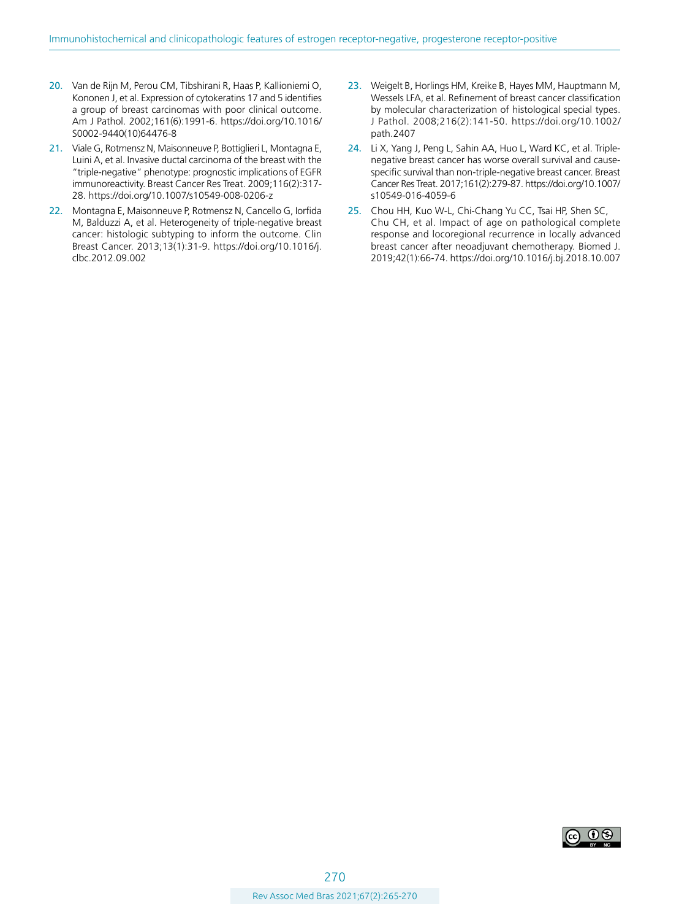20. Van de Rijn M, Perou CM, Tibshirani R, Haas P, Kallioniemi O, Kononen J, et al. Expression of cytokeratins 17 and 5 identifies a group of breast carcinomas with poor clinical outcome. Am J Pathol. 2002;161(6):1991-6. https://doi.org/10.1016/S0002-9440(10)64476-8
21. Viale G, Rotmensz N, Maisonneuve P, Bottiglieri L, Montagna E, Luini A, et al. Invasive ductal carcinoma of the breast with the "triple-negative" phenotype: prognostic implications of EGFR immunoreactivity. Breast Cancer Res Treat. 2009;116(2):317-28. https://doi.org/10.1007/s10549-008-0206-z
22. Montagna E, Maisonneuve P, Rotmensz N, Cancello G, Iorfida M, Balduzzi A, et al. Heterogeneity of triple-negative breast cancer: histologic subtyping to inform the outcome. Clin Breast Cancer. 2013;13(1):31-9. https://doi.org/10.1016/j.clbc.2012.09.002
23. Weigelt B, Horlings HM, Kreike B, Hayes MM, Hauptmann M, Wessels LFA, et al. Refinement of breast cancer classification by molecular characterization of histological special types. J Pathol. 2008;216(2):141-50. https://doi.org/10.1002/path.2407
24. Li X, Yang J, Peng L, Sahin AA, Huo L, Ward KC, et al. Triple-negative breast cancer has worse overall survival and cause-specific survival than non-triple-negative breast cancer. Breast Cancer Res Treat. 2017;161(2):279-87. https://doi.org/10.1007/s10549-016-4059-6
25. Chou HH, Kuo W-L, Chi-Chang Yu CC, Tsai HP, Shen SC, Chu CH, et al. Impact of age on pathological complete response and locoregional recurrence in locally advanced breast cancer after neoadjuvant chemotherapy. Biomed J. 2019;42(1):66-74. https://doi.org/10.1016/j.bj.2018.10.007